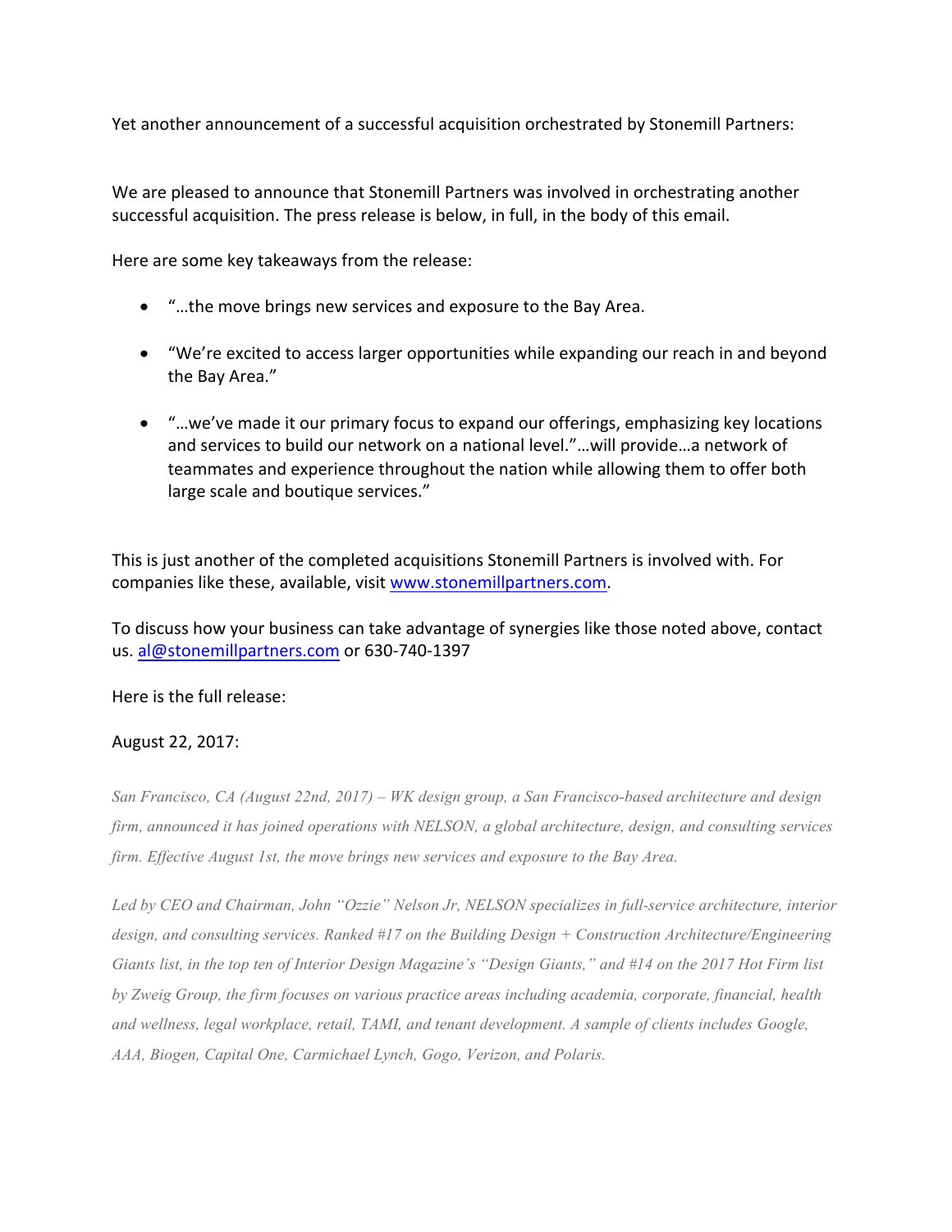Yet another announcement of a successful acquisition orchestrated by Stonemill Partners:

We are pleased to announce that Stonemill Partners was involved in orchestrating another successful acquisition. The press release is below, in full, in the body of this email.

Here are some key takeaways from the release:

- "…the move brings new services and exposure to the Bay Area.
- "We're excited to access larger opportunities while expanding our reach in and beyond the Bay Area."
- "…we've made it our primary focus to expand our offerings, emphasizing key locations and services to build our network on a national level."…will provide…a network of teammates and experience throughout the nation while allowing them to offer both large scale and boutique services."

This is just another of the completed acquisitions Stonemill Partners is involved with. For companies like these, available, visit [www.stonemillpartners.com](http://www.stonemillpartners.com).

To discuss how your business can take advantage of synergies like those noted above, contact us. [al@stonemillpartners.com](mailto:al@stonemillpartners.com) or 630-740-1397

Here is the full release:

August 22, 2017:

*San Francisco, CA (August 22nd, 2017) – WK design group, a San Francisco-based architecture and design firm, announced it has joined operations with NELSON, a global architecture, design, and consulting services firm. Effective August 1st, the move brings new services and exposure to the Bay Area.*

*Led by CEO and Chairman, John "Ozzie" Nelson Jr, NELSON specializes in full-service architecture, interior design, and consulting services. Ranked #17 on the Building Design + Construction Architecture/Engineering Giants list, in the top ten of Interior Design Magazine's "Design Giants," and #14 on the 2017 Hot Firm list by Zweig Group, the firm focuses on various practice areas including academia, corporate, financial, health and wellness, legal workplace, retail, TAMI, and tenant development. A sample of clients includes Google, AAA, Biogen, Capital One, Carmichael Lynch, Gogo, Verizon, and Polaris.*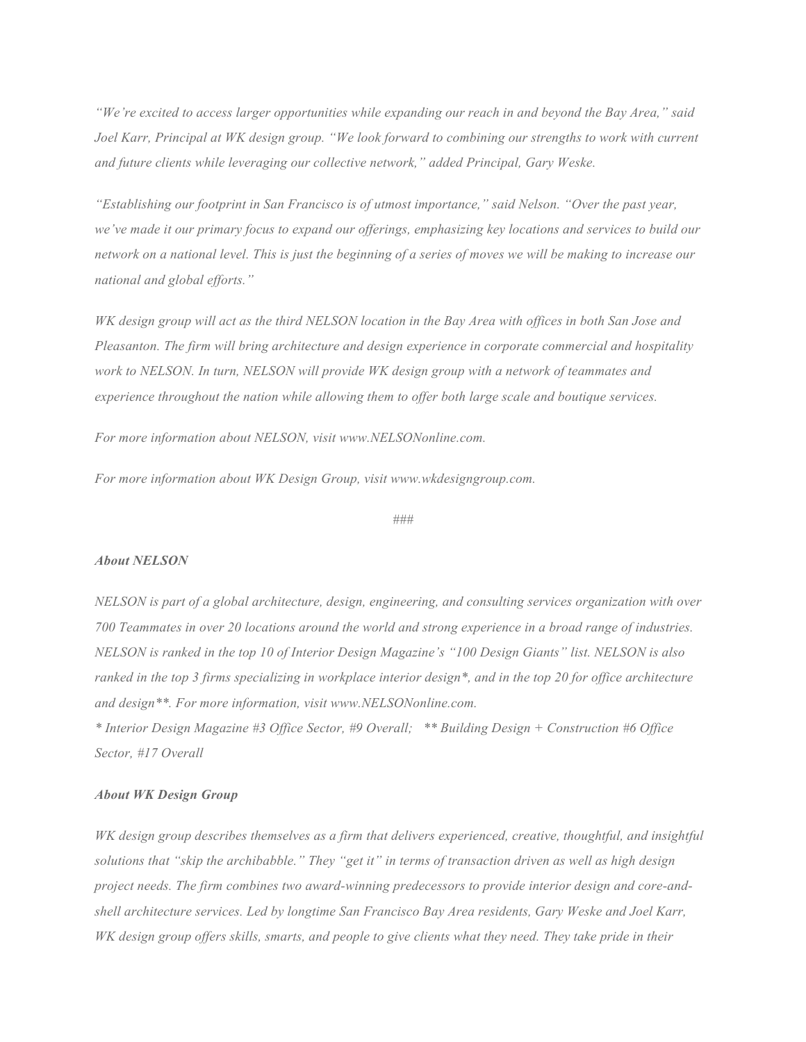*"We're excited to access larger opportunities while expanding our reach in and beyond the Bay Area," said Joel Karr, Principal at WK design group. "We look forward to combining our strengths to work with current and future clients while leveraging our collective network," added Principal, Gary Weske.*

*"Establishing our footprint in San Francisco is of utmost importance," said Nelson. "Over the past year, we've made it our primary focus to expand our offerings, emphasizing key locations and services to build our network on a national level. This is just the beginning of a series of moves we will be making to increase our national and global efforts."*

*WK design group will act as the third NELSON location in the Bay Area with offices in both San Jose and Pleasanton. The firm will bring architecture and design experience in corporate commercial and hospitality work to NELSON. In turn, NELSON will provide WK design group with a network of teammates and experience throughout the nation while allowing them to offer both large scale and boutique services.*

*For more information about NELSON, visit www.NELSONonline.com.*

*For more information about WK Design Group, visit www.wkdesigngroup.com.*

###

***About NELSON***

*NELSON is part of a global architecture, design, engineering, and consulting services organization with over 700 Teammates in over 20 locations around the world and strong experience in a broad range of industries. NELSON is ranked in the top 10 of Interior Design Magazine's "100 Design Giants" list. NELSON is also ranked in the top 3 firms specializing in workplace interior design*, and in the top 20 for office architecture and design**. For more information, visit www.NELSONonline.com.*
** Interior Design Magazine #3 Office Sector, #9 Overall;   ** Building Design + Construction #6 Office Sector, #17 Overall*

***About WK Design Group***

*WK design group describes themselves as a firm that delivers experienced, creative, thoughtful, and insightful solutions that "skip the archibabble." They "get it" in terms of transaction driven as well as high design project needs. The firm combines two award-winning predecessors to provide interior design and core-and-shell architecture services. Led by longtime San Francisco Bay Area residents, Gary Weske and Joel Karr, WK design group offers skills, smarts, and people to give clients what they need. They take pride in their*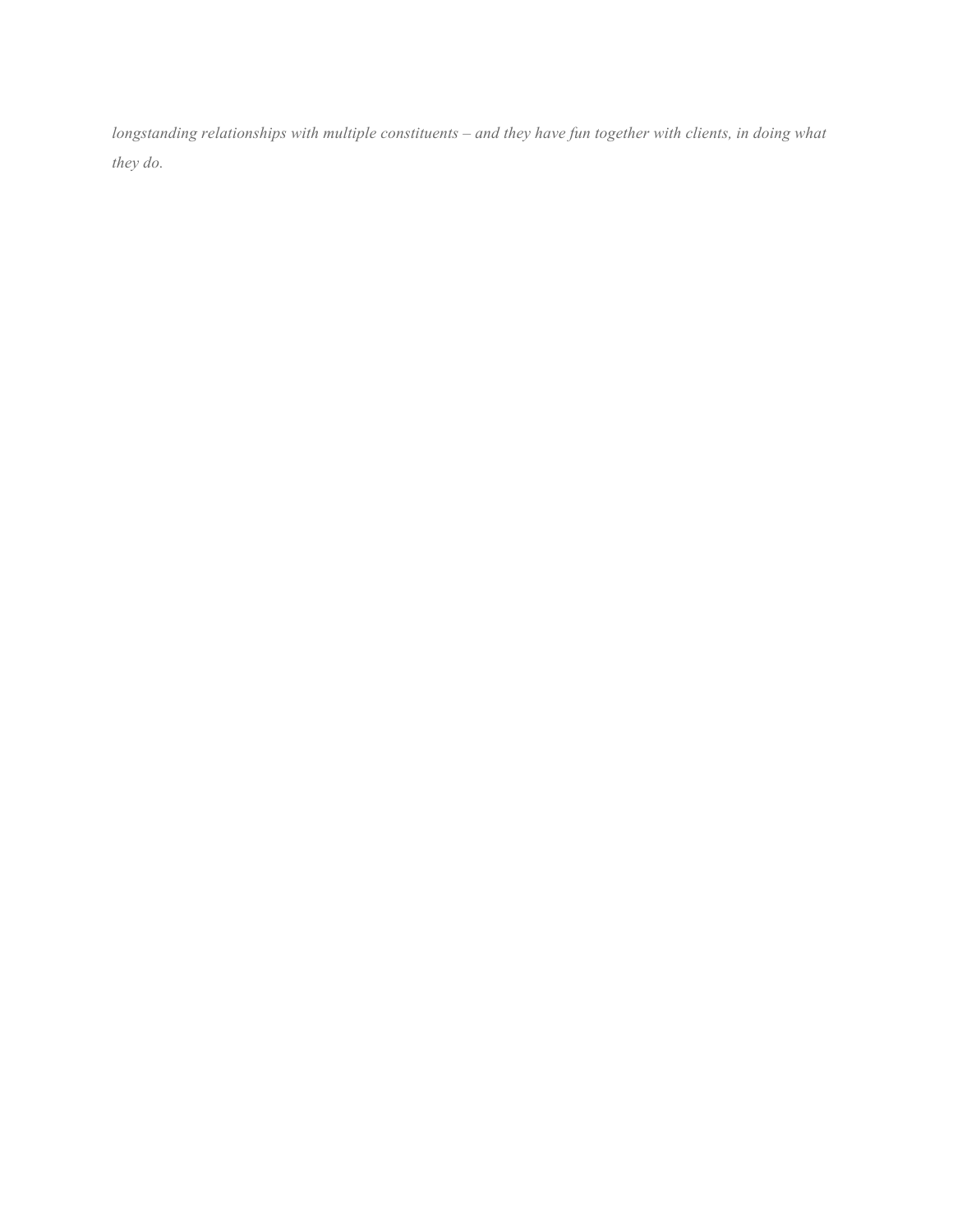*longstanding relationships with multiple constituents – and they have fun together with clients, in doing what they do.*